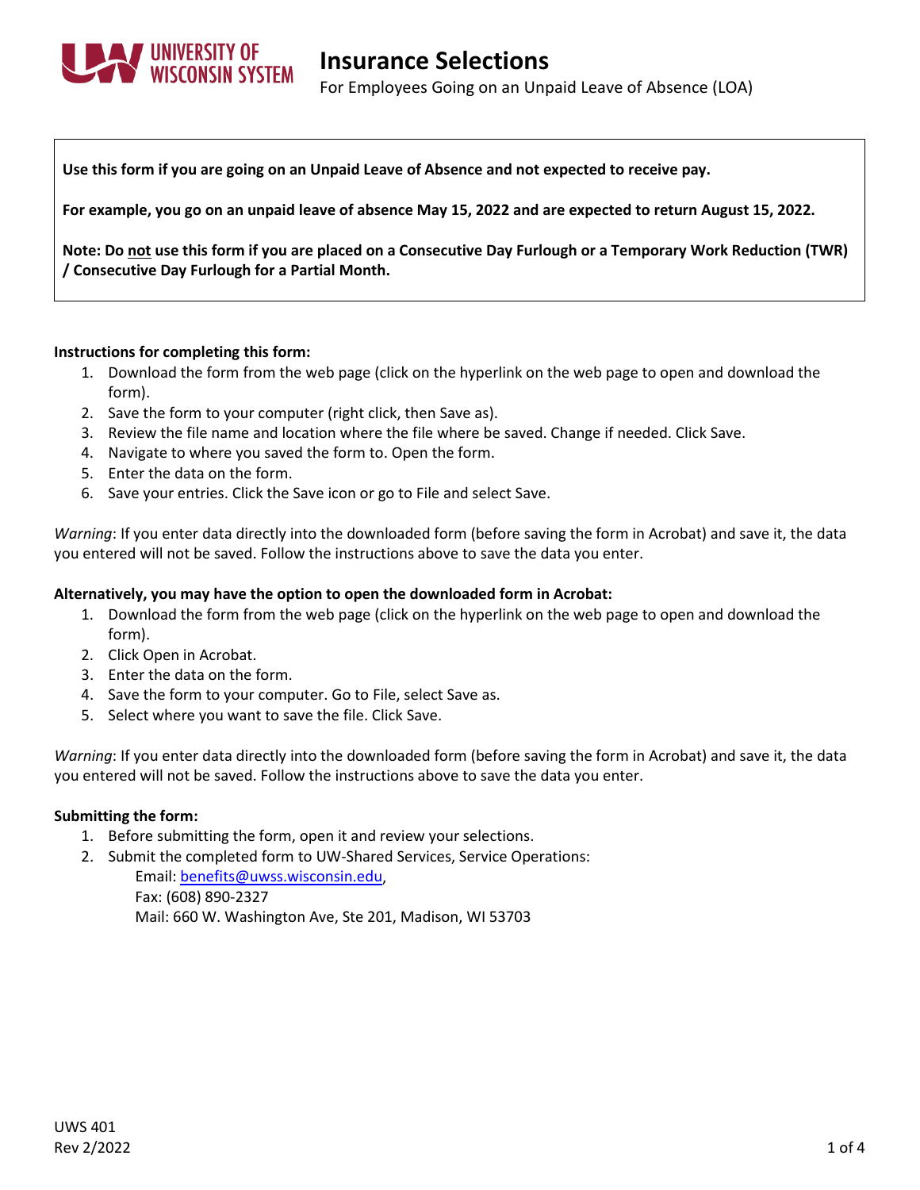UNIVERSITY OF WISCONSIN SYSTEM

# Insurance Selections

For Employees Going on an Unpaid Leave of Absence (LOA)

**Use this form if you are going on an Unpaid Leave of Absence and not expected to receive pay.**

**For example, you go on an unpaid leave of absence May 15, 2022 and are expected to return August 15, 2022.**

**Note: Do not use this form if you are placed on a Consecutive Day Furlough or a Temporary Work Reduction (TWR) / Consecutive Day Furlough for a Partial Month.**

**Instructions for completing this form:**

1. Download the form from the web page (click on the hyperlink on the web page to open and download the form).
2. Save the form to your computer (right click, then Save as).
3. Review the file name and location where the file where be saved. Change if needed. Click Save.
4. Navigate to where you saved the form to. Open the form.
5. Enter the data on the form.
6. Save your entries. Click the Save icon or go to File and select Save.

*Warning*: If you enter data directly into the downloaded form (before saving the form in Acrobat) and save it, the data you entered will not be saved. Follow the instructions above to save the data you enter.

**Alternatively, you may have the option to open the downloaded form in Acrobat:**

1. Download the form from the web page (click on the hyperlink on the web page to open and download the form).
2. Click Open in Acrobat.
3. Enter the data on the form.
4. Save the form to your computer. Go to File, select Save as.
5. Select where you want to save the file. Click Save.

*Warning*: If you enter data directly into the downloaded form (before saving the form in Acrobat) and save it, the data you entered will not be saved. Follow the instructions above to save the data you enter.

**Submitting the form:**

1. Before submitting the form, open it and review your selections.
2. Submit the completed form to UW-Shared Services, Service Operations:
   Email: benefits@uwss.wisconsin.edu,
   Fax: (608) 890-2327
   Mail: 660 W. Washington Ave, Ste 201, Madison, WI 53703

UWS 401
Rev 2/2022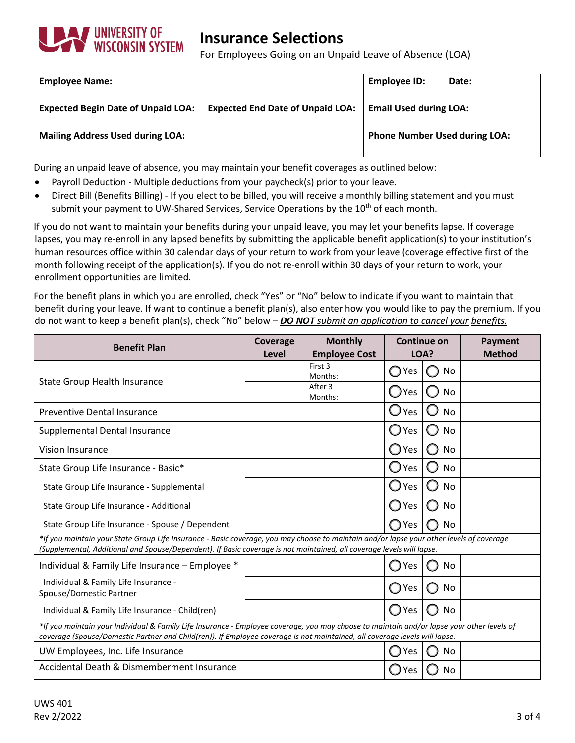# Insurance Selections

For Employees Going on an Unpaid Leave of Absence (LOA)

| **Employee Name:** | | **Employee ID:** | **Date:** |
|---|---|---|---|
| **Expected Begin Date of Unpaid LOA:** | **Expected End Date of Unpaid LOA:** | **Email Used during LOA:** | |
| **Mailing Address Used during LOA:** | | **Phone Number Used during LOA:** | |

During an unpaid leave of absence, you may maintain your benefit coverages as outlined below:

- Payroll Deduction - Multiple deductions from your paycheck(s) prior to your leave.
- Direct Bill (Benefits Billing) - If you elect to be billed, you will receive a monthly billing statement and you must submit your payment to UW-Shared Services, Service Operations by the 10th of each month.

If you do not want to maintain your benefits during your unpaid leave, you may let your benefits lapse. If coverage lapses, you may re-enroll in any lapsed benefits by submitting the applicable benefit application(s) to your institution's human resources office within 30 calendar days of your return to work from your leave (coverage effective first of the month following receipt of the application(s). If you do not re-enroll within 30 days of your return to work, your enrollment opportunities are limited.

For the benefit plans in which you are enrolled, check "Yes" or "No" below to indicate if you want to maintain that benefit during your leave. If want to continue a benefit plan(s), also enter how you would like to pay the premium. If you do not want to keep a benefit plan(s), check "No" below – ***DO NOT*** *submit an application to cancel your benefits.*

| Benefit Plan | Coverage Level | Monthly Employee Cost | Continue on LOA? | | Payment Method |
|---|---|---|---|---|---|
| State Group Health Insurance | | First 3 Months: | ◯ Yes | ◯ No | |
| | | After 3 Months: | ◯ Yes | ◯ No | |
| Preventive Dental Insurance | | | ◯ Yes | ◯ No | |
| Supplemental Dental Insurance | | | ◯ Yes | ◯ No | |
| Vision Insurance | | | ◯ Yes | ◯ No | |
| State Group Life Insurance - Basic* | | | ◯ Yes | ◯ No | |
| State Group Life Insurance - Supplemental | | | ◯ Yes | ◯ No | |
| State Group Life Insurance - Additional | | | ◯ Yes | ◯ No | |
| State Group Life Insurance - Spouse / Dependent | | | ◯ Yes | ◯ No | |
| *\*If you maintain your State Group Life Insurance - Basic coverage, you may choose to maintain and/or lapse your other levels of coverage (Supplemental, Additional and Spouse/Dependent). If Basic coverage is not maintained, all coverage levels will lapse.* | | | | | |
| Individual & Family Life Insurance – Employee * | | | ◯ Yes | ◯ No | |
| Individual & Family Life Insurance - Spouse/Domestic Partner | | | ◯ Yes | ◯ No | |
| Individual & Family Life Insurance - Child(ren) | | | ◯ Yes | ◯ No | |
| *\*If you maintain your Individual & Family Life Insurance - Employee coverage, you may choose to maintain and/or lapse your other levels of coverage (Spouse/Domestic Partner and Child(ren)). If Employee coverage is not maintained, all coverage levels will lapse.* | | | | | |
| UW Employees, Inc. Life Insurance | | | ◯ Yes | ◯ No | |
| Accidental Death & Dismemberment Insurance | | | ◯ Yes | ◯ No | |

UWS 401
Rev 2/2022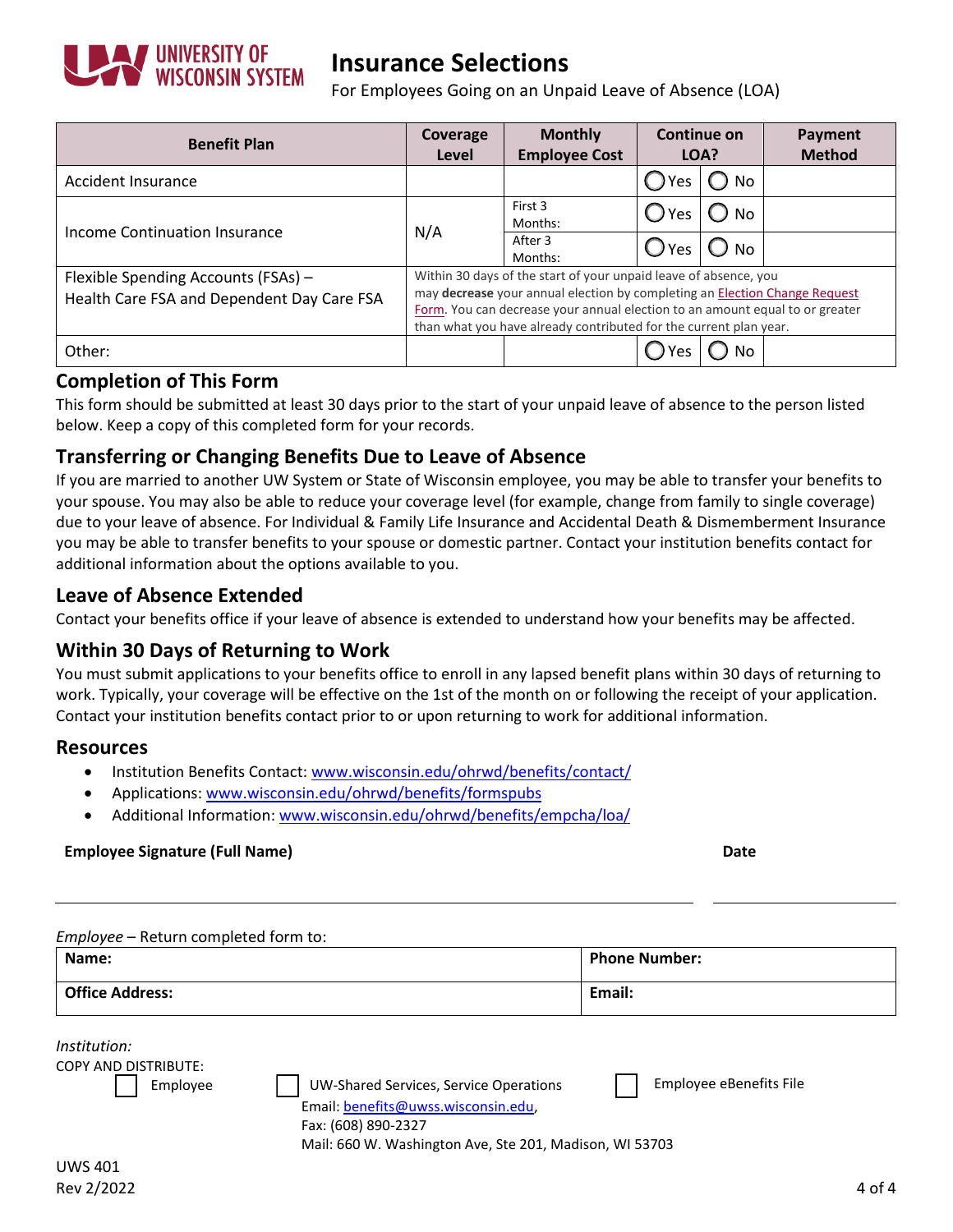# Insurance Selections

For Employees Going on an Unpaid Leave of Absence (LOA)

| Benefit Plan | Coverage Level | Monthly Employee Cost | Continue on LOA? | | Payment Method |
|---|---|---|---|---|---|
| Accident Insurance | | | ◯ Yes | ◯ No | |
| Income Continuation Insurance | N/A | First 3 Months: | ◯ Yes | ◯ No | |
| | | After 3 Months: | ◯ Yes | ◯ No | |
| Flexible Spending Accounts (FSAs) – Health Care FSA and Dependent Day Care FSA | Within 30 days of the start of your unpaid leave of absence, you may **decrease** your annual election by completing an Election Change Request Form. You can decrease your annual election to an amount equal to or greater than what you have already contributed for the current plan year. | | | | |
| Other: | | | ◯ Yes | ◯ No | |

## Completion of This Form

This form should be submitted at least 30 days prior to the start of your unpaid leave of absence to the person listed below. Keep a copy of this completed form for your records.

## Transferring or Changing Benefits Due to Leave of Absence

If you are married to another UW System or State of Wisconsin employee, you may be able to transfer your benefits to your spouse. You may also be able to reduce your coverage level (for example, change from family to single coverage) due to your leave of absence. For Individual & Family Life Insurance and Accidental Death & Dismemberment Insurance you may be able to transfer benefits to your spouse or domestic partner. Contact your institution benefits contact for additional information about the options available to you.

## Leave of Absence Extended

Contact your benefits office if your leave of absence is extended to understand how your benefits may be affected.

## Within 30 Days of Returning to Work

You must submit applications to your benefits office to enroll in any lapsed benefit plans within 30 days of returning to work. Typically, your coverage will be effective on the 1st of the month on or following the receipt of your application. Contact your institution benefits contact prior to or upon returning to work for additional information.

## Resources

- Institution Benefits Contact: www.wisconsin.edu/ohrwd/benefits/contact/
- Applications: www.wisconsin.edu/ohrwd/benefits/formspubs
- Additional Information: www.wisconsin.edu/ohrwd/benefits/empcha/loa/

**Employee Signature (Full Name)** ______________________ **Date** ____________

*Employee* – Return completed form to:

| | |
|---|---|
| **Name:** | **Phone Number:** |
| **Office Address:** | **Email:** |

*Institution:*

COPY AND DISTRIBUTE:

☐ Employee

☐ UW-Shared Services, Service Operations
Email: benefits@uwss.wisconsin.edu,
Fax: (608) 890-2327
Mail: 660 W. Washington Ave, Ste 201, Madison, WI 53703

☐ Employee eBenefits File

UWS 401
Rev 2/2022